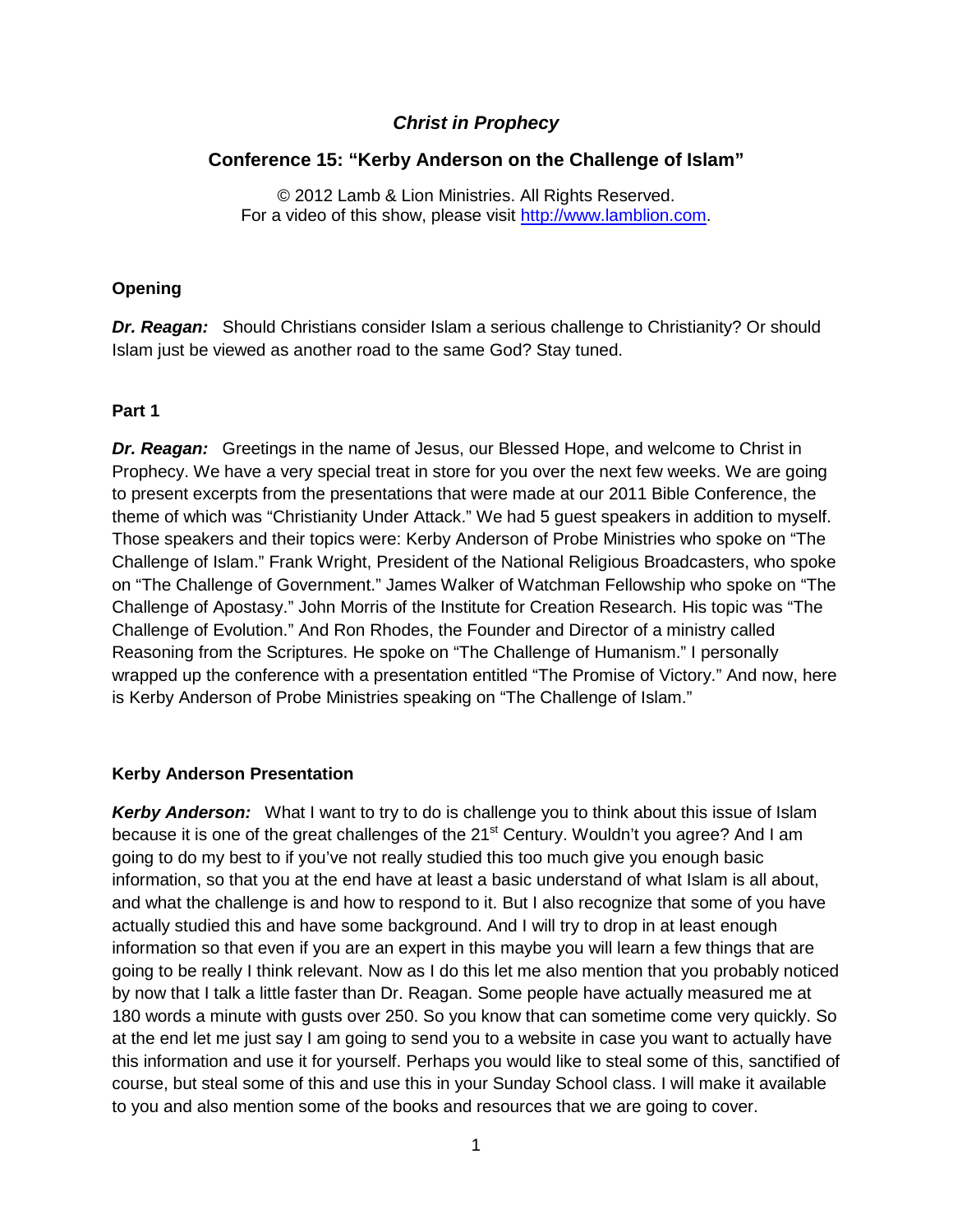# *Christ in Prophecy*

## Conference 15: "Kerby Anderson on the Challenge of Islam"

© 2012 Lamb & Lion Ministries. All Rights Reserved.
For a video of this show, please visit [http://www.lamblion.com](http://www.lamblion.com).

### Opening

***Dr. Reagan:*** Should Christians consider Islam a serious challenge to Christianity? Or should Islam just be viewed as another road to the same God? Stay tuned.

### Part 1

***Dr. Reagan:*** Greetings in the name of Jesus, our Blessed Hope, and welcome to Christ in Prophecy. We have a very special treat in store for you over the next few weeks. We are going to present excerpts from the presentations that were made at our 2011 Bible Conference, the theme of which was "Christianity Under Attack." We had 5 guest speakers in addition to myself. Those speakers and their topics were: Kerby Anderson of Probe Ministries who spoke on "The Challenge of Islam." Frank Wright, President of the National Religious Broadcasters, who spoke on "The Challenge of Government." James Walker of Watchman Fellowship who spoke on "The Challenge of Apostasy." John Morris of the Institute for Creation Research. His topic was "The Challenge of Evolution." And Ron Rhodes, the Founder and Director of a ministry called Reasoning from the Scriptures. He spoke on "The Challenge of Humanism." I personally wrapped up the conference with a presentation entitled "The Promise of Victory." And now, here is Kerby Anderson of Probe Ministries speaking on "The Challenge of Islam."

### Kerby Anderson Presentation

***Kerby Anderson:*** What I want to try to do is challenge you to think about this issue of Islam because it is one of the great challenges of the 21st Century. Wouldn't you agree? And I am going to do my best to if you've not really studied this too much give you enough basic information, so that you at the end have at least a basic understand of what Islam is all about, and what the challenge is and how to respond to it. But I also recognize that some of you have actually studied this and have some background. And I will try to drop in at least enough information so that even if you are an expert in this maybe you will learn a few things that are going to be really I think relevant. Now as I do this let me also mention that you probably noticed by now that I talk a little faster than Dr. Reagan. Some people have actually measured me at 180 words a minute with gusts over 250. So you know that can sometime come very quickly. So at the end let me just say I am going to send you to a website in case you want to actually have this information and use it for yourself. Perhaps you would like to steal some of this, sanctified of course, but steal some of this and use this in your Sunday School class. I will make it available to you and also mention some of the books and resources that we are going to cover.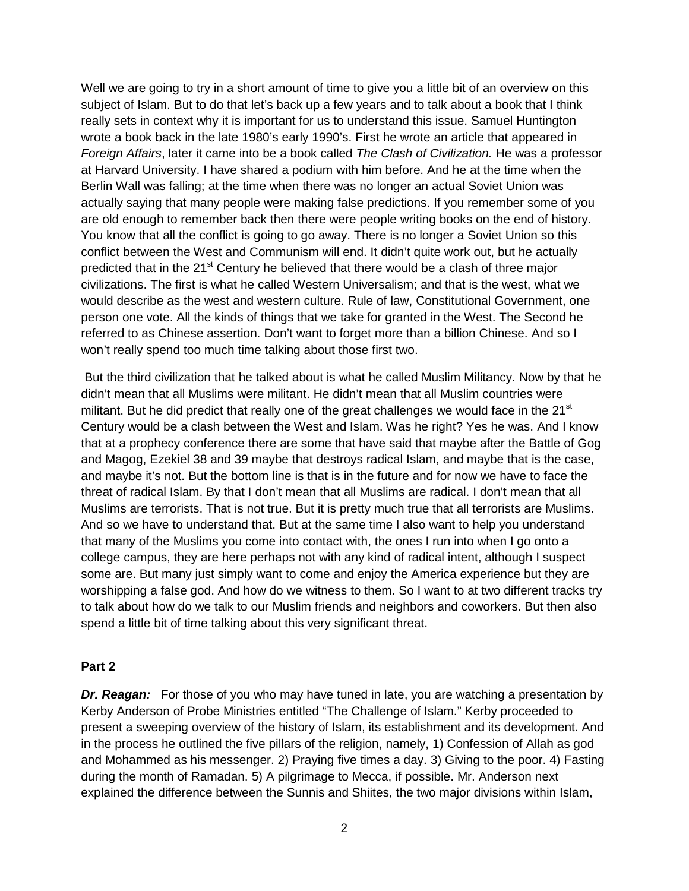Well we are going to try in a short amount of time to give you a little bit of an overview on this subject of Islam. But to do that let's back up a few years and to talk about a book that I think really sets in context why it is important for us to understand this issue. Samuel Huntington wrote a book back in the late 1980's early 1990's. First he wrote an article that appeared in *Foreign Affairs*, later it came into be a book called *The Clash of Civilization.* He was a professor at Harvard University. I have shared a podium with him before. And he at the time when the Berlin Wall was falling; at the time when there was no longer an actual Soviet Union was actually saying that many people were making false predictions. If you remember some of you are old enough to remember back then there were people writing books on the end of history. You know that all the conflict is going to go away. There is no longer a Soviet Union so this conflict between the West and Communism will end. It didn't quite work out, but he actually predicted that in the 21st Century he believed that there would be a clash of three major civilizations. The first is what he called Western Universalism; and that is the west, what we would describe as the west and western culture. Rule of law, Constitutional Government, one person one vote. All the kinds of things that we take for granted in the West. The Second he referred to as Chinese assertion. Don't want to forget more than a billion Chinese. And so I won't really spend too much time talking about those first two.

But the third civilization that he talked about is what he called Muslim Militancy. Now by that he didn't mean that all Muslims were militant. He didn't mean that all Muslim countries were militant. But he did predict that really one of the great challenges we would face in the 21st Century would be a clash between the West and Islam. Was he right? Yes he was. And I know that at a prophecy conference there are some that have said that maybe after the Battle of Gog and Magog, Ezekiel 38 and 39 maybe that destroys radical Islam, and maybe that is the case, and maybe it's not. But the bottom line is that is in the future and for now we have to face the threat of radical Islam. By that I don't mean that all Muslims are radical. I don't mean that all Muslims are terrorists. That is not true. But it is pretty much true that all terrorists are Muslims. And so we have to understand that. But at the same time I also want to help you understand that many of the Muslims you come into contact with, the ones I run into when I go onto a college campus, they are here perhaps not with any kind of radical intent, although I suspect some are. But many just simply want to come and enjoy the America experience but they are worshipping a false god. And how do we witness to them. So I want to at two different tracks try to talk about how do we talk to our Muslim friends and neighbors and coworkers. But then also spend a little bit of time talking about this very significant threat.

## Part 2

***Dr. Reagan:*** For those of you who may have tuned in late, you are watching a presentation by Kerby Anderson of Probe Ministries entitled "The Challenge of Islam." Kerby proceeded to present a sweeping overview of the history of Islam, its establishment and its development. And in the process he outlined the five pillars of the religion, namely, 1) Confession of Allah as god and Mohammed as his messenger. 2) Praying five times a day. 3) Giving to the poor. 4) Fasting during the month of Ramadan. 5) A pilgrimage to Mecca, if possible. Mr. Anderson next explained the difference between the Sunnis and Shiites, the two major divisions within Islam,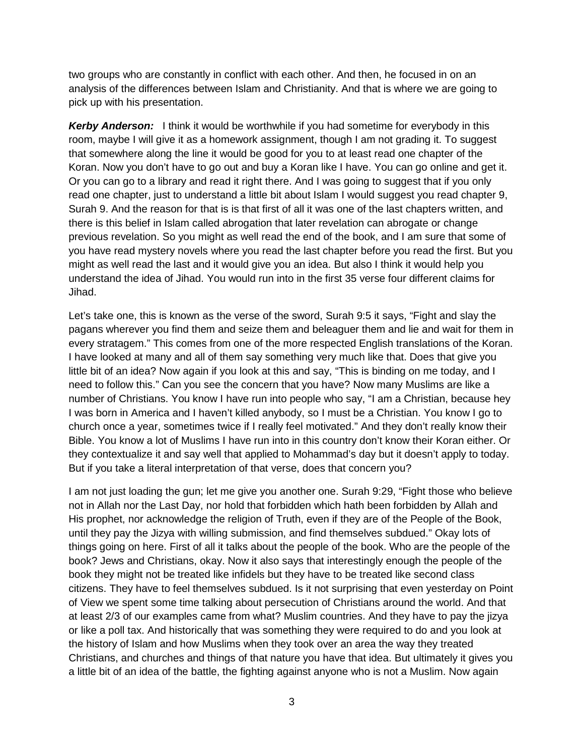two groups who are constantly in conflict with each other. And then, he focused in on an analysis of the differences between Islam and Christianity. And that is where we are going to pick up with his presentation.

***Kerby Anderson:*** I think it would be worthwhile if you had sometime for everybody in this room, maybe I will give it as a homework assignment, though I am not grading it. To suggest that somewhere along the line it would be good for you to at least read one chapter of the Koran. Now you don't have to go out and buy a Koran like I have. You can go online and get it. Or you can go to a library and read it right there. And I was going to suggest that if you only read one chapter, just to understand a little bit about Islam I would suggest you read chapter 9, Surah 9. And the reason for that is is that first of all it was one of the last chapters written, and there is this belief in Islam called abrogation that later revelation can abrogate or change previous revelation. So you might as well read the end of the book, and I am sure that some of you have read mystery novels where you read the last chapter before you read the first. But you might as well read the last and it would give you an idea. But also I think it would help you understand the idea of Jihad. You would run into in the first 35 verse four different claims for Jihad.

Let's take one, this is known as the verse of the sword, Surah 9:5 it says, "Fight and slay the pagans wherever you find them and seize them and beleaguer them and lie and wait for them in every stratagem." This comes from one of the more respected English translations of the Koran. I have looked at many and all of them say something very much like that. Does that give you little bit of an idea? Now again if you look at this and say, "This is binding on me today, and I need to follow this." Can you see the concern that you have? Now many Muslims are like a number of Christians. You know I have run into people who say, "I am a Christian, because hey I was born in America and I haven't killed anybody, so I must be a Christian. You know I go to church once a year, sometimes twice if I really feel motivated." And they don't really know their Bible. You know a lot of Muslims I have run into in this country don't know their Koran either. Or they contextualize it and say well that applied to Mohammad's day but it doesn't apply to today. But if you take a literal interpretation of that verse, does that concern you?

I am not just loading the gun; let me give you another one. Surah 9:29, "Fight those who believe not in Allah nor the Last Day, nor hold that forbidden which hath been forbidden by Allah and His prophet, nor acknowledge the religion of Truth, even if they are of the People of the Book, until they pay the Jizya with willing submission, and find themselves subdued." Okay lots of things going on here. First of all it talks about the people of the book. Who are the people of the book? Jews and Christians, okay. Now it also says that interestingly enough the people of the book they might not be treated like infidels but they have to be treated like second class citizens. They have to feel themselves subdued. Is it not surprising that even yesterday on Point of View we spent some time talking about persecution of Christians around the world. And that at least 2/3 of our examples came from what? Muslim countries. And they have to pay the jizya or like a poll tax. And historically that was something they were required to do and you look at the history of Islam and how Muslims when they took over an area the way they treated Christians, and churches and things of that nature you have that idea. But ultimately it gives you a little bit of an idea of the battle, the fighting against anyone who is not a Muslim. Now again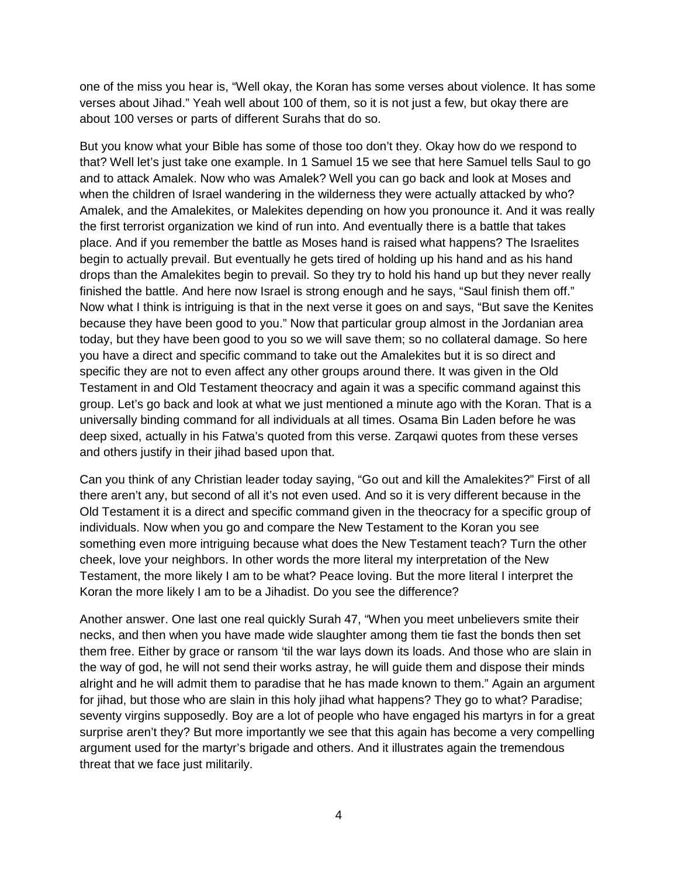one of the miss you hear is, "Well okay, the Koran has some verses about violence. It has some verses about Jihad." Yeah well about 100 of them, so it is not just a few, but okay there are about 100 verses or parts of different Surahs that do so.

But you know what your Bible has some of those too don't they. Okay how do we respond to that? Well let's just take one example. In 1 Samuel 15 we see that here Samuel tells Saul to go and to attack Amalek. Now who was Amalek? Well you can go back and look at Moses and when the children of Israel wandering in the wilderness they were actually attacked by who? Amalek, and the Amalekites, or Malekites depending on how you pronounce it. And it was really the first terrorist organization we kind of run into. And eventually there is a battle that takes place. And if you remember the battle as Moses hand is raised what happens? The Israelites begin to actually prevail. But eventually he gets tired of holding up his hand and as his hand drops than the Amalekites begin to prevail. So they try to hold his hand up but they never really finished the battle. And here now Israel is strong enough and he says, "Saul finish them off." Now what I think is intriguing is that in the next verse it goes on and says, "But save the Kenites because they have been good to you." Now that particular group almost in the Jordanian area today, but they have been good to you so we will save them; so no collateral damage. So here you have a direct and specific command to take out the Amalekites but it is so direct and specific they are not to even affect any other groups around there. It was given in the Old Testament in and Old Testament theocracy and again it was a specific command against this group. Let's go back and look at what we just mentioned a minute ago with the Koran. That is a universally binding command for all individuals at all times. Osama Bin Laden before he was deep sixed, actually in his Fatwa's quoted from this verse. Zarqawi quotes from these verses and others justify in their jihad based upon that.

Can you think of any Christian leader today saying, "Go out and kill the Amalekites?" First of all there aren't any, but second of all it's not even used. And so it is very different because in the Old Testament it is a direct and specific command given in the theocracy for a specific group of individuals. Now when you go and compare the New Testament to the Koran you see something even more intriguing because what does the New Testament teach? Turn the other cheek, love your neighbors. In other words the more literal my interpretation of the New Testament, the more likely I am to be what? Peace loving. But the more literal I interpret the Koran the more likely I am to be a Jihadist. Do you see the difference?

Another answer. One last one real quickly Surah 47, "When you meet unbelievers smite their necks, and then when you have made wide slaughter among them tie fast the bonds then set them free. Either by grace or ransom 'til the war lays down its loads. And those who are slain in the way of god, he will not send their works astray, he will guide them and dispose their minds alright and he will admit them to paradise that he has made known to them." Again an argument for jihad, but those who are slain in this holy jihad what happens? They go to what? Paradise; seventy virgins supposedly. Boy are a lot of people who have engaged his martyrs in for a great surprise aren't they? But more importantly we see that this again has become a very compelling argument used for the martyr's brigade and others. And it illustrates again the tremendous threat that we face just militarily.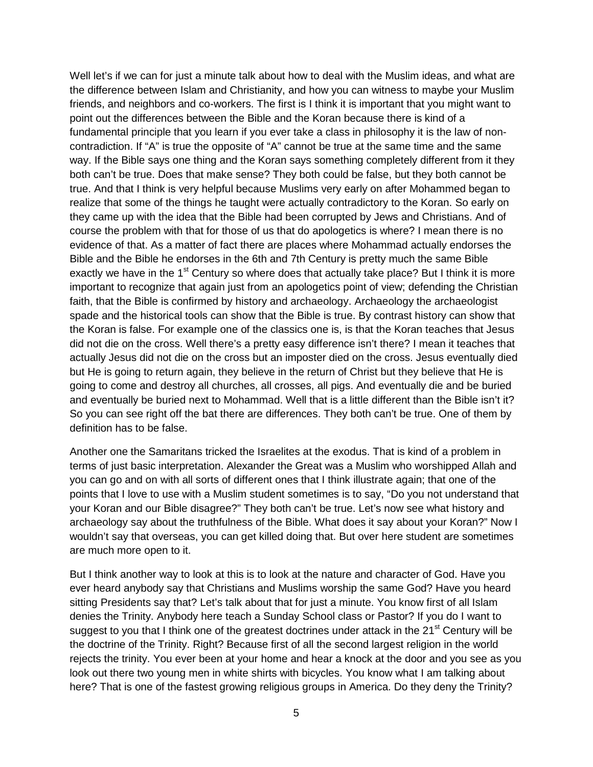Well let's if we can for just a minute talk about how to deal with the Muslim ideas, and what are the difference between Islam and Christianity, and how you can witness to maybe your Muslim friends, and neighbors and co-workers. The first is I think it is important that you might want to point out the differences between the Bible and the Koran because there is kind of a fundamental principle that you learn if you ever take a class in philosophy it is the law of non-contradiction. If "A" is true the opposite of "A" cannot be true at the same time and the same way. If the Bible says one thing and the Koran says something completely different from it they both can't be true. Does that make sense? They both could be false, but they both cannot be true. And that I think is very helpful because Muslims very early on after Mohammed began to realize that some of the things he taught were actually contradictory to the Koran. So early on they came up with the idea that the Bible had been corrupted by Jews and Christians. And of course the problem with that for those of us that do apologetics is where? I mean there is no evidence of that. As a matter of fact there are places where Mohammad actually endorses the Bible and the Bible he endorses in the 6th and 7th Century is pretty much the same Bible exactly we have in the 1st Century so where does that actually take place? But I think it is more important to recognize that again just from an apologetics point of view; defending the Christian faith, that the Bible is confirmed by history and archaeology. Archaeology the archaeologist spade and the historical tools can show that the Bible is true. By contrast history can show that the Koran is false. For example one of the classics one is, is that the Koran teaches that Jesus did not die on the cross. Well there's a pretty easy difference isn't there? I mean it teaches that actually Jesus did not die on the cross but an imposter died on the cross. Jesus eventually died but He is going to return again, they believe in the return of Christ but they believe that He is going to come and destroy all churches, all crosses, all pigs. And eventually die and be buried and eventually be buried next to Mohammad. Well that is a little different than the Bible isn't it? So you can see right off the bat there are differences. They both can't be true. One of them by definition has to be false.

Another one the Samaritans tricked the Israelites at the exodus. That is kind of a problem in terms of just basic interpretation. Alexander the Great was a Muslim who worshipped Allah and you can go and on with all sorts of different ones that I think illustrate again; that one of the points that I love to use with a Muslim student sometimes is to say, "Do you not understand that your Koran and our Bible disagree?" They both can't be true. Let's now see what history and archaeology say about the truthfulness of the Bible. What does it say about your Koran?" Now I wouldn't say that overseas, you can get killed doing that. But over here student are sometimes are much more open to it.

But I think another way to look at this is to look at the nature and character of God. Have you ever heard anybody say that Christians and Muslims worship the same God? Have you heard sitting Presidents say that? Let's talk about that for just a minute. You know first of all Islam denies the Trinity. Anybody here teach a Sunday School class or Pastor? If you do I want to suggest to you that I think one of the greatest doctrines under attack in the 21st Century will be the doctrine of the Trinity. Right? Because first of all the second largest religion in the world rejects the trinity. You ever been at your home and hear a knock at the door and you see as you look out there two young men in white shirts with bicycles. You know what I am talking about here? That is one of the fastest growing religious groups in America. Do they deny the Trinity?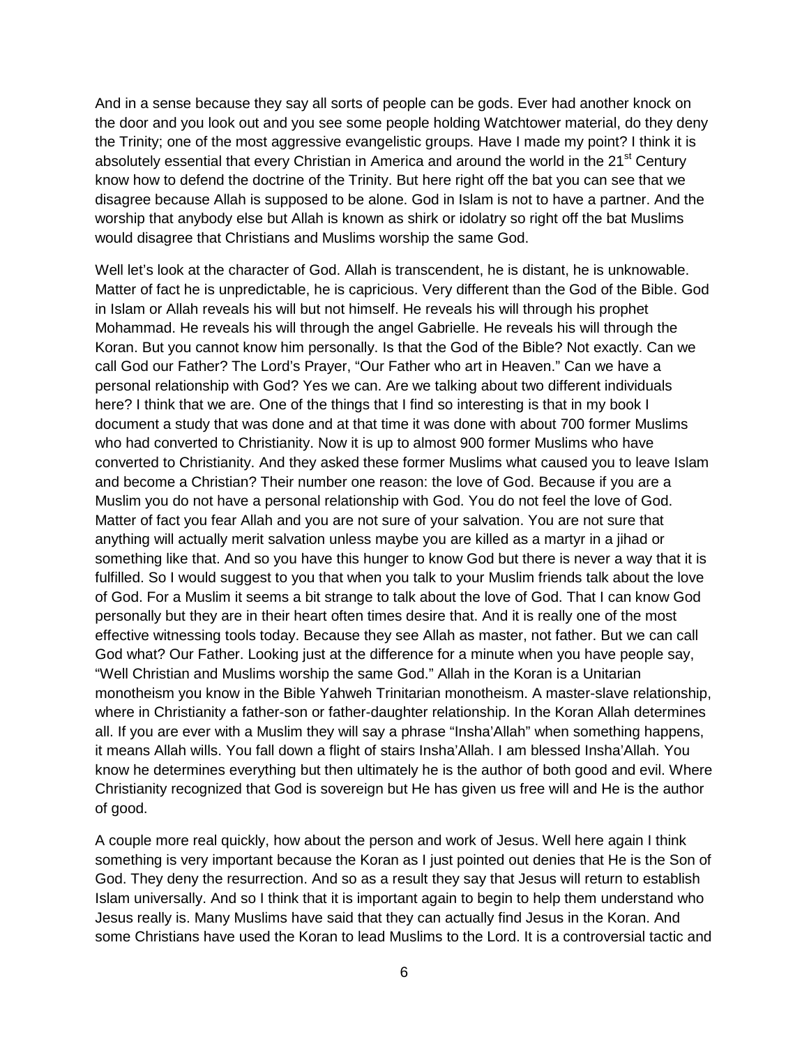And in a sense because they say all sorts of people can be gods. Ever had another knock on the door and you look out and you see some people holding Watchtower material, do they deny the Trinity; one of the most aggressive evangelistic groups. Have I made my point? I think it is absolutely essential that every Christian in America and around the world in the 21st Century know how to defend the doctrine of the Trinity. But here right off the bat you can see that we disagree because Allah is supposed to be alone. God in Islam is not to have a partner. And the worship that anybody else but Allah is known as shirk or idolatry so right off the bat Muslims would disagree that Christians and Muslims worship the same God.

Well let's look at the character of God. Allah is transcendent, he is distant, he is unknowable. Matter of fact he is unpredictable, he is capricious. Very different than the God of the Bible. God in Islam or Allah reveals his will but not himself. He reveals his will through his prophet Mohammad. He reveals his will through the angel Gabrielle. He reveals his will through the Koran. But you cannot know him personally. Is that the God of the Bible? Not exactly. Can we call God our Father? The Lord's Prayer, "Our Father who art in Heaven." Can we have a personal relationship with God? Yes we can. Are we talking about two different individuals here? I think that we are. One of the things that I find so interesting is that in my book I document a study that was done and at that time it was done with about 700 former Muslims who had converted to Christianity. Now it is up to almost 900 former Muslims who have converted to Christianity. And they asked these former Muslims what caused you to leave Islam and become a Christian? Their number one reason: the love of God. Because if you are a Muslim you do not have a personal relationship with God. You do not feel the love of God. Matter of fact you fear Allah and you are not sure of your salvation. You are not sure that anything will actually merit salvation unless maybe you are killed as a martyr in a jihad or something like that. And so you have this hunger to know God but there is never a way that it is fulfilled. So I would suggest to you that when you talk to your Muslim friends talk about the love of God. For a Muslim it seems a bit strange to talk about the love of God. That I can know God personally but they are in their heart often times desire that. And it is really one of the most effective witnessing tools today. Because they see Allah as master, not father. But we can call God what? Our Father. Looking just at the difference for a minute when you have people say, "Well Christian and Muslims worship the same God." Allah in the Koran is a Unitarian monotheism you know in the Bible Yahweh Trinitarian monotheism. A master-slave relationship, where in Christianity a father-son or father-daughter relationship. In the Koran Allah determines all. If you are ever with a Muslim they will say a phrase "Insha'Allah" when something happens, it means Allah wills. You fall down a flight of stairs Insha'Allah. I am blessed Insha'Allah. You know he determines everything but then ultimately he is the author of both good and evil. Where Christianity recognized that God is sovereign but He has given us free will and He is the author of good.

A couple more real quickly, how about the person and work of Jesus. Well here again I think something is very important because the Koran as I just pointed out denies that He is the Son of God. They deny the resurrection. And so as a result they say that Jesus will return to establish Islam universally. And so I think that it is important again to begin to help them understand who Jesus really is. Many Muslims have said that they can actually find Jesus in the Koran. And some Christians have used the Koran to lead Muslims to the Lord. It is a controversial tactic and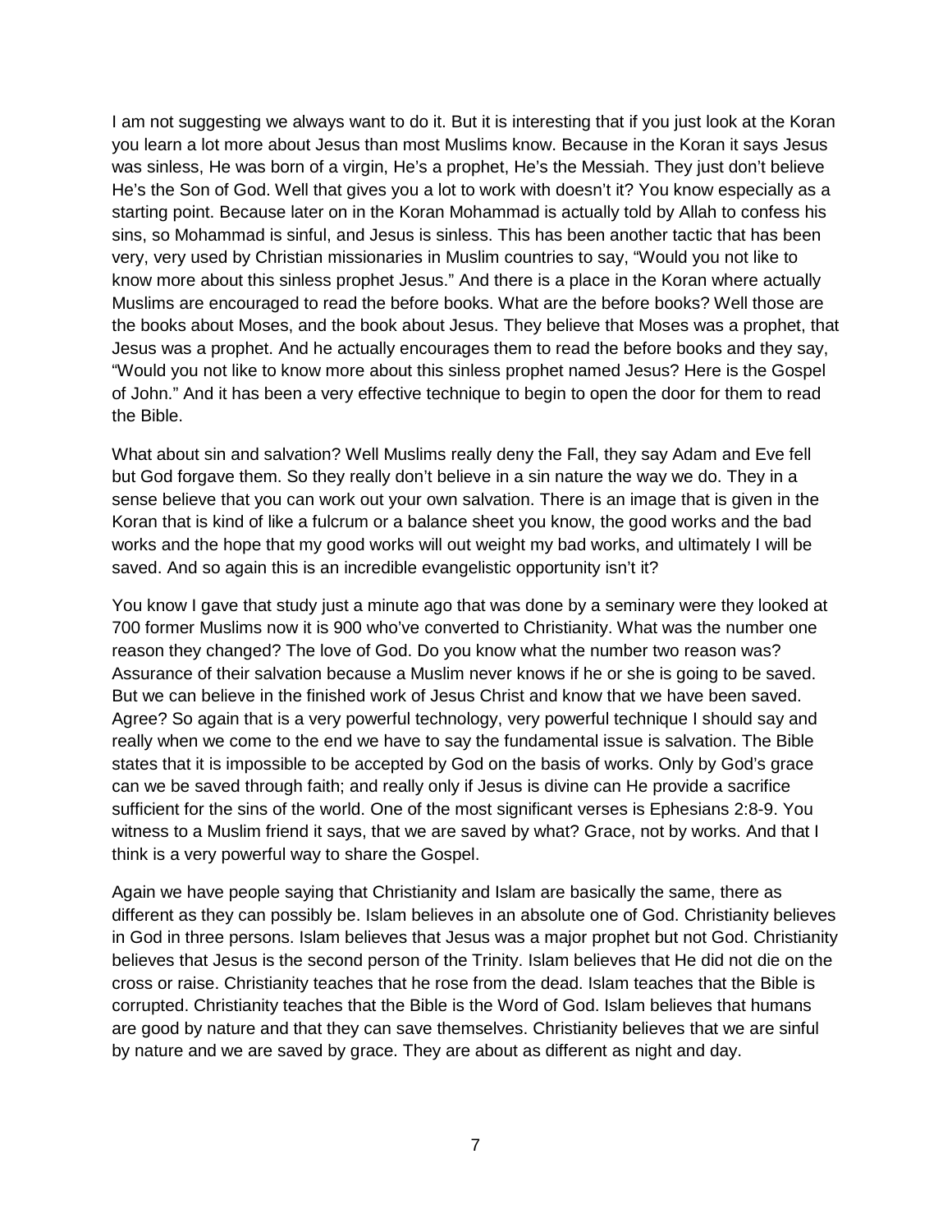I am not suggesting we always want to do it. But it is interesting that if you just look at the Koran you learn a lot more about Jesus than most Muslims know. Because in the Koran it says Jesus was sinless, He was born of a virgin, He's a prophet, He's the Messiah. They just don't believe He's the Son of God. Well that gives you a lot to work with doesn't it? You know especially as a starting point. Because later on in the Koran Mohammad is actually told by Allah to confess his sins, so Mohammad is sinful, and Jesus is sinless. This has been another tactic that has been very, very used by Christian missionaries in Muslim countries to say, "Would you not like to know more about this sinless prophet Jesus." And there is a place in the Koran where actually Muslims are encouraged to read the before books. What are the before books? Well those are the books about Moses, and the book about Jesus. They believe that Moses was a prophet, that Jesus was a prophet. And he actually encourages them to read the before books and they say, "Would you not like to know more about this sinless prophet named Jesus? Here is the Gospel of John." And it has been a very effective technique to begin to open the door for them to read the Bible.

What about sin and salvation? Well Muslims really deny the Fall, they say Adam and Eve fell but God forgave them. So they really don't believe in a sin nature the way we do. They in a sense believe that you can work out your own salvation. There is an image that is given in the Koran that is kind of like a fulcrum or a balance sheet you know, the good works and the bad works and the hope that my good works will out weight my bad works, and ultimately I will be saved. And so again this is an incredible evangelistic opportunity isn't it?

You know I gave that study just a minute ago that was done by a seminary were they looked at 700 former Muslims now it is 900 who've converted to Christianity. What was the number one reason they changed? The love of God. Do you know what the number two reason was? Assurance of their salvation because a Muslim never knows if he or she is going to be saved. But we can believe in the finished work of Jesus Christ and know that we have been saved. Agree? So again that is a very powerful technology, very powerful technique I should say and really when we come to the end we have to say the fundamental issue is salvation. The Bible states that it is impossible to be accepted by God on the basis of works. Only by God's grace can we be saved through faith; and really only if Jesus is divine can He provide a sacrifice sufficient for the sins of the world. One of the most significant verses is Ephesians 2:8-9. You witness to a Muslim friend it says, that we are saved by what? Grace, not by works. And that I think is a very powerful way to share the Gospel.

Again we have people saying that Christianity and Islam are basically the same, there as different as they can possibly be. Islam believes in an absolute one of God. Christianity believes in God in three persons. Islam believes that Jesus was a major prophet but not God. Christianity believes that Jesus is the second person of the Trinity. Islam believes that He did not die on the cross or raise. Christianity teaches that he rose from the dead. Islam teaches that the Bible is corrupted. Christianity teaches that the Bible is the Word of God. Islam believes that humans are good by nature and that they can save themselves. Christianity believes that we are sinful by nature and we are saved by grace. They are about as different as night and day.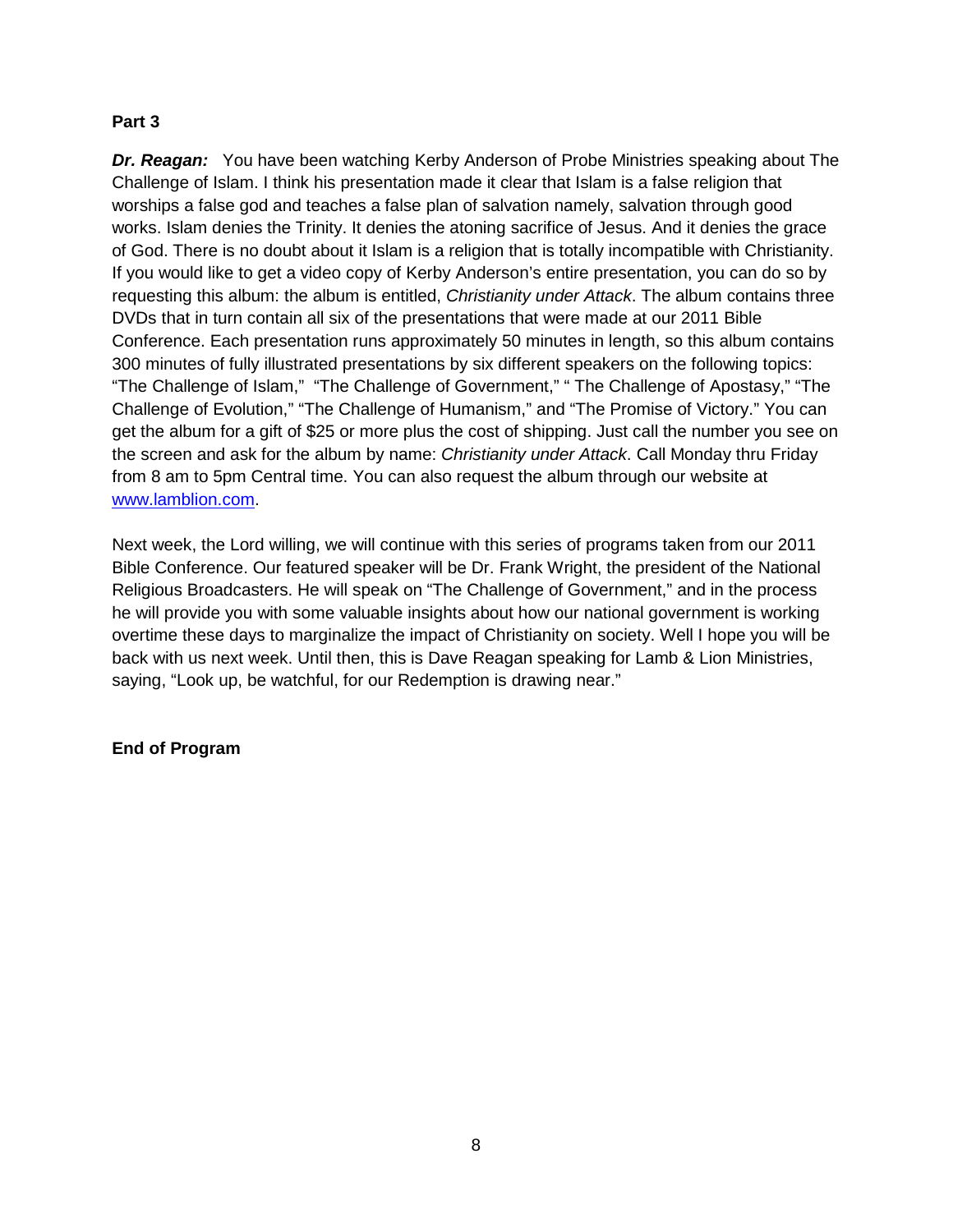**Part 3**

***Dr. Reagan:*** You have been watching Kerby Anderson of Probe Ministries speaking about The Challenge of Islam. I think his presentation made it clear that Islam is a false religion that worships a false god and teaches a false plan of salvation namely, salvation through good works. Islam denies the Trinity. It denies the atoning sacrifice of Jesus. And it denies the grace of God. There is no doubt about it Islam is a religion that is totally incompatible with Christianity. If you would like to get a video copy of Kerby Anderson's entire presentation, you can do so by requesting this album: the album is entitled, *Christianity under Attack*. The album contains three DVDs that in turn contain all six of the presentations that were made at our 2011 Bible Conference. Each presentation runs approximately 50 minutes in length, so this album contains 300 minutes of fully illustrated presentations by six different speakers on the following topics: "The Challenge of Islam," "The Challenge of Government," " The Challenge of Apostasy," "The Challenge of Evolution," "The Challenge of Humanism," and "The Promise of Victory." You can get the album for a gift of $25 or more plus the cost of shipping. Just call the number you see on the screen and ask for the album by name: *Christianity under Attack*. Call Monday thru Friday from 8 am to 5pm Central time. You can also request the album through our website at [www.lamblion.com](http://www.lamblion.com).

Next week, the Lord willing, we will continue with this series of programs taken from our 2011 Bible Conference. Our featured speaker will be Dr. Frank Wright, the president of the National Religious Broadcasters. He will speak on "The Challenge of Government," and in the process he will provide you with some valuable insights about how our national government is working overtime these days to marginalize the impact of Christianity on society. Well I hope you will be back with us next week. Until then, this is Dave Reagan speaking for Lamb & Lion Ministries, saying, "Look up, be watchful, for our Redemption is drawing near."

**End of Program**